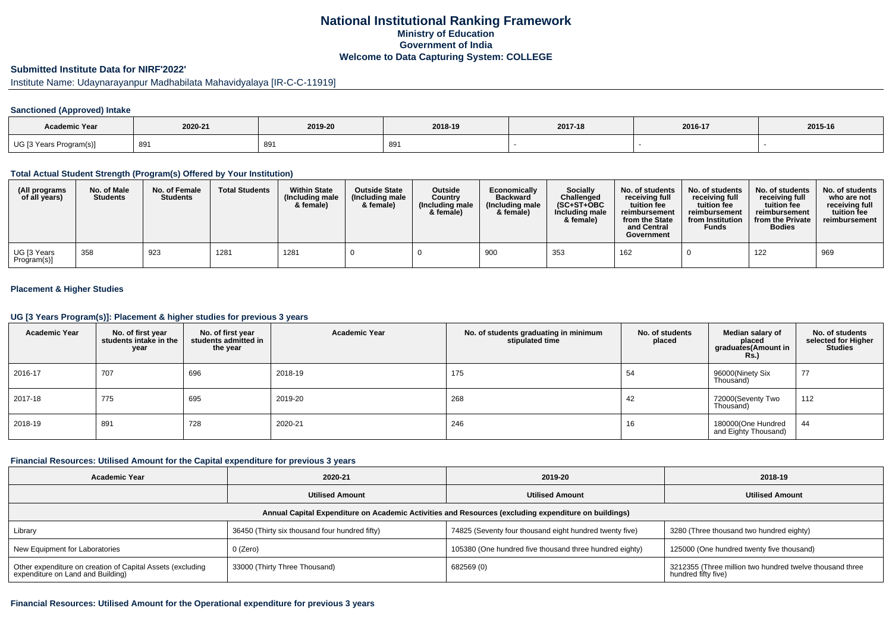# National Institutional Ranking Framework
## Ministry of Education
## Government of India
## Welcome to Data Capturing System: COLLEGE

### Submitted Institute Data for NIRF'2022'

Institute Name: Udaynarayanpur Madhabilata Mahavidyalaya [IR-C-C-11919]

#### Sanctioned (Approved) Intake

| Academic Year | 2020-21 | 2019-20 | 2018-19 | 2017-18 | 2016-17 | 2015-16 |
|---|---|---|---|---|---|---|
| UG [3 Years Program(s)] | 891 | 891 | 891 | - | - | - |

#### Total Actual Student Strength (Program(s) Offered by Your Institution)

| (All programs of all years) | No. of Male Students | No. of Female Students | Total Students | Within State (Including male & female) | Outside State (Including male & female) | Outside Country (Including male & female) | Economically Backward (Including male & female) | Socially Challenged (SC+ST+OBC Including male & female) | No. of students receiving full tuition fee reimbursement from the State and Central Government | No. of students receiving full tuition fee reimbursement from Institution Funds | No. of students receiving full tuition fee reimbursement from the Private Bodies | No. of students who are not receiving full tuition fee reimbursement |
|---|---|---|---|---|---|---|---|---|---|---|---|---|
| UG [3 Years Program(s)] | 358 | 923 | 1281 | 1281 | 0 | 0 | 900 | 353 | 162 | 0 | 122 | 969 |

#### Placement & Higher Studies

#### UG [3 Years Program(s)]: Placement & higher studies for previous 3 years

| Academic Year | No. of first year students intake in the year | No. of first year students admitted in the year | Academic Year | No. of students graduating in minimum stipulated time | No. of students placed | Median salary of placed graduates(Amount in Rs.) | No. of students selected for Higher Studies |
|---|---|---|---|---|---|---|---|
| 2016-17 | 707 | 696 | 2018-19 | 175 | 54 | 96000(Ninety Six Thousand) | 77 |
| 2017-18 | 775 | 695 | 2019-20 | 268 | 42 | 72000(Seventy Two Thousand) | 112 |
| 2018-19 | 891 | 728 | 2020-21 | 246 | 16 | 180000(One Hundred and Eighty Thousand) | 44 |

#### Financial Resources: Utilised Amount for the Capital expenditure for previous 3 years

| Academic Year | 2020-21 | 2019-20 | 2018-19 |
|---|---|---|---|
| | Utilised Amount | Utilised Amount | Utilised Amount |
| Annual Capital Expenditure on Academic Activities and Resources (excluding expenditure on buildings) | | | |
| Library | 36450 (Thirty six thousand four hundred fifty) | 74825 (Seventy four thousand eight hundred twenty five) | 3280 (Three thousand two hundred eighty) |
| New Equipment for Laboratories | 0 (Zero) | 105380 (One hundred five thousand three hundred eighty) | 125000 (One hundred twenty five thousand) |
| Other expenditure on creation of Capital Assets (excluding expenditure on Land and Building) | 33000 (Thirty Three Thousand) | 682569 (0) | 3212355 (Three million two hundred twelve thousand three hundred fifty five) |

#### Financial Resources: Utilised Amount for the Operational expenditure for previous 3 years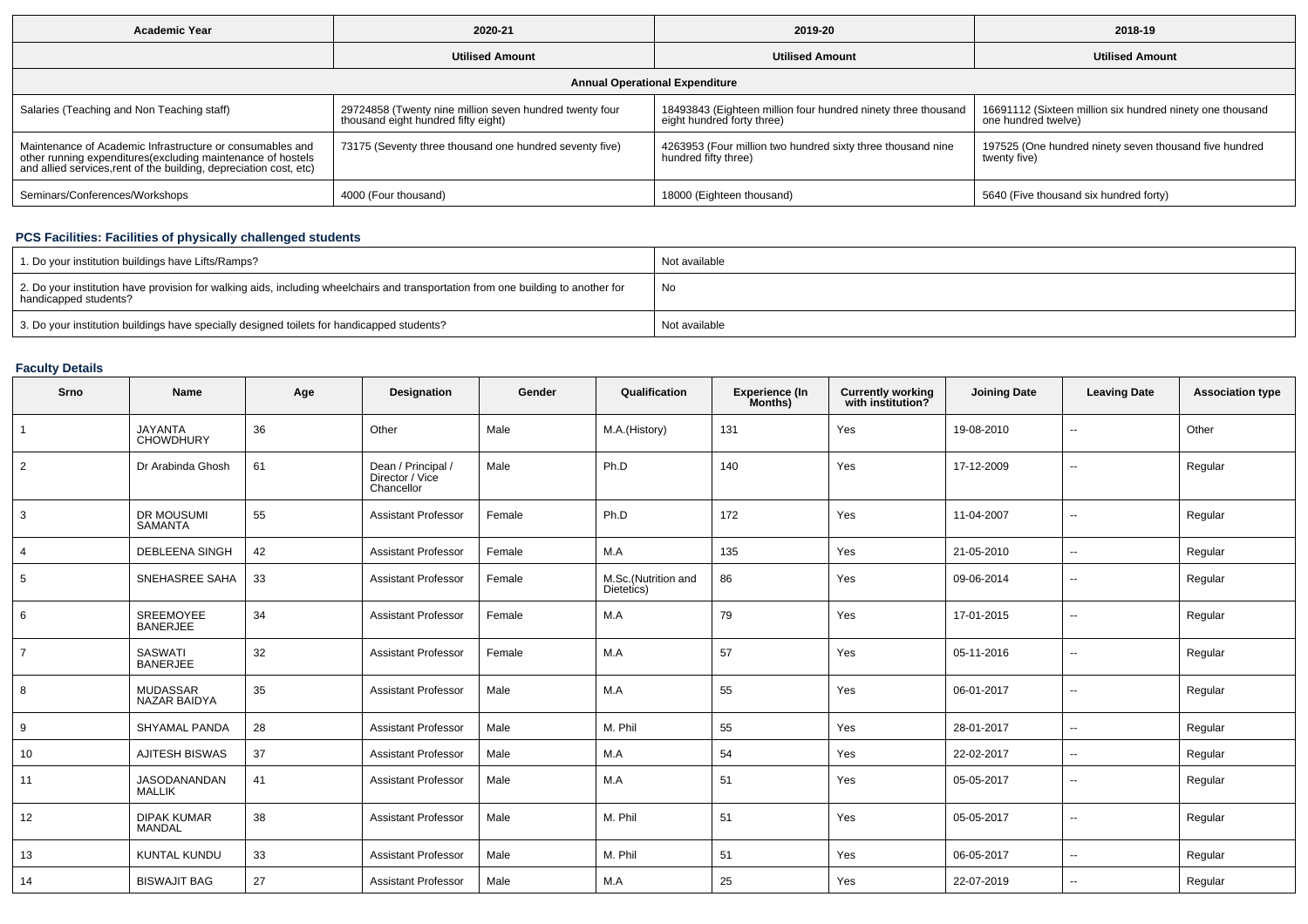| Academic Year | 2020-21 | 2019-20 | 2018-19 |
|---|---|---|---|
| | Utilised Amount | Utilised Amount | Utilised Amount |
| Annual Operational Expenditure | | | |
| Salaries (Teaching and Non Teaching staff) | 29724858 (Twenty nine million seven hundred twenty four thousand eight hundred fifty eight) | 18493843 (Eighteen million four hundred ninety three thousand eight hundred forty three) | 16691112 (Sixteen million six hundred ninety one thousand one hundred twelve) |
| Maintenance of Academic Infrastructure or consumables and other running expenditures(excluding maintenance of hostels and allied services,rent of the building, depreciation cost, etc) | 73175 (Seventy three thousand one hundred seventy five) | 4263953 (Four million two hundred sixty three thousand nine hundred fifty three) | 197525 (One hundred ninety seven thousand five hundred twenty five) |
| Seminars/Conferences/Workshops | 4000 (Four thousand) | 18000 (Eighteen thousand) | 5640 (Five thousand six hundred forty) |

## PCS Facilities: Facilities of physically challenged students

| | |
|---|---|
| 1. Do your institution buildings have Lifts/Ramps? | Not available |
| 2. Do your institution have provision for walking aids, including wheelchairs and transportation from one building to another for handicapped students? | No |
| 3. Do your institution buildings have specially designed toilets for handicapped students? | Not available |

## Faculty Details

| Srno | Name | Age | Designation | Gender | Qualification | Experience (In Months) | Currently working with institution? | Joining Date | Leaving Date | Association type |
|---|---|---|---|---|---|---|---|---|---|---|
| 1 | JAYANTA CHOWDHURY | 36 | Other | Male | M.A.(History) | 131 | Yes | 19-08-2010 | -- | Other |
| 2 | Dr Arabinda Ghosh | 61 | Dean / Principal / Director / Vice Chancellor | Male | Ph.D | 140 | Yes | 17-12-2009 | -- | Regular |
| 3 | DR MOUSUMI SAMANTA | 55 | Assistant Professor | Female | Ph.D | 172 | Yes | 11-04-2007 | -- | Regular |
| 4 | DEBLEENA SINGH | 42 | Assistant Professor | Female | M.A | 135 | Yes | 21-05-2010 | -- | Regular |
| 5 | SNEHASREE SAHA | 33 | Assistant Professor | Female | M.Sc.(Nutrition and Dietetics) | 86 | Yes | 09-06-2014 | -- | Regular |
| 6 | SREEMOYEE BANERJEE | 34 | Assistant Professor | Female | M.A | 79 | Yes | 17-01-2015 | -- | Regular |
| 7 | SASWATI BANERJEE | 32 | Assistant Professor | Female | M.A | 57 | Yes | 05-11-2016 | -- | Regular |
| 8 | MUDASSAR NAZAR BAIDYA | 35 | Assistant Professor | Male | M.A | 55 | Yes | 06-01-2017 | -- | Regular |
| 9 | SHYAMAL PANDA | 28 | Assistant Professor | Male | M. Phil | 55 | Yes | 28-01-2017 | -- | Regular |
| 10 | AJITESH BISWAS | 37 | Assistant Professor | Male | M.A | 54 | Yes | 22-02-2017 | -- | Regular |
| 11 | JASODANANDAN MALLIK | 41 | Assistant Professor | Male | M.A | 51 | Yes | 05-05-2017 | -- | Regular |
| 12 | DIPAK KUMAR MANDAL | 38 | Assistant Professor | Male | M. Phil | 51 | Yes | 05-05-2017 | -- | Regular |
| 13 | KUNTAL KUNDU | 33 | Assistant Professor | Male | M. Phil | 51 | Yes | 06-05-2017 | -- | Regular |
| 14 | BISWAJIT BAG | 27 | Assistant Professor | Male | M.A | 25 | Yes | 22-07-2019 | -- | Regular |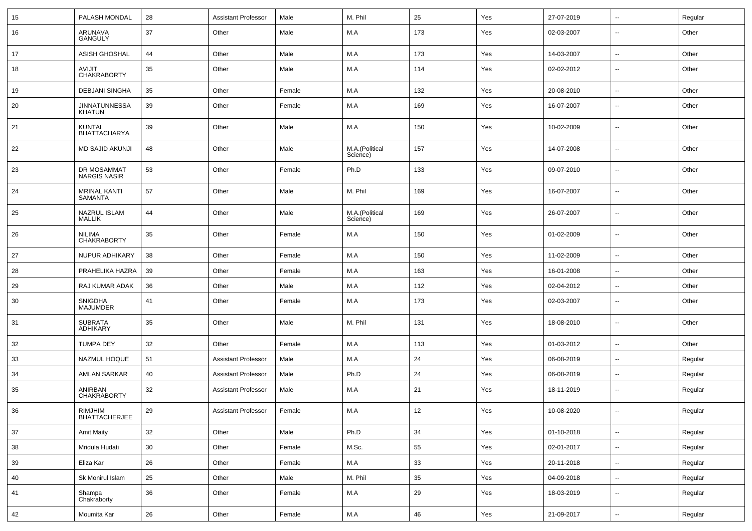| 15 | PALASH MONDAL | 28 | Assistant Professor | Male | M. Phil | 25 | Yes | 27-07-2019 | -- | Regular |
|---|---|---|---|---|---|---|---|---|---|---|
| 16 | ARUNAVA GANGULY | 37 | Other | Male | M.A | 173 | Yes | 02-03-2007 | -- | Other |
| 17 | ASISH GHOSHAL | 44 | Other | Male | M.A | 173 | Yes | 14-03-2007 | -- | Other |
| 18 | AVIJIT CHAKRABORTY | 35 | Other | Male | M.A | 114 | Yes | 02-02-2012 | -- | Other |
| 19 | DEBJANI SINGHA | 35 | Other | Female | M.A | 132 | Yes | 20-08-2010 | -- | Other |
| 20 | JINNATUNNESSA KHATUN | 39 | Other | Female | M.A | 169 | Yes | 16-07-2007 | -- | Other |
| 21 | KUNTAL BHATTACHARYA | 39 | Other | Male | M.A | 150 | Yes | 10-02-2009 | -- | Other |
| 22 | MD SAJID AKUNJI | 48 | Other | Male | M.A.(Political Science) | 157 | Yes | 14-07-2008 | -- | Other |
| 23 | DR MOSAMMAT NARGIS NASIR | 53 | Other | Female | Ph.D | 133 | Yes | 09-07-2010 | -- | Other |
| 24 | MRINAL KANTI SAMANTA | 57 | Other | Male | M. Phil | 169 | Yes | 16-07-2007 | -- | Other |
| 25 | NAZRUL ISLAM MALLIK | 44 | Other | Male | M.A.(Political Science) | 169 | Yes | 26-07-2007 | -- | Other |
| 26 | NILIMA CHAKRABORTY | 35 | Other | Female | M.A | 150 | Yes | 01-02-2009 | -- | Other |
| 27 | NUPUR ADHIKARY | 38 | Other | Female | M.A | 150 | Yes | 11-02-2009 | -- | Other |
| 28 | PRAHELIKA HAZRA | 39 | Other | Female | M.A | 163 | Yes | 16-01-2008 | -- | Other |
| 29 | RAJ KUMAR ADAK | 36 | Other | Male | M.A | 112 | Yes | 02-04-2012 | -- | Other |
| 30 | SNIGDHA MAJUMDER | 41 | Other | Female | M.A | 173 | Yes | 02-03-2007 | -- | Other |
| 31 | SUBRATA ADHIKARY | 35 | Other | Male | M. Phil | 131 | Yes | 18-08-2010 | -- | Other |
| 32 | TUMPA DEY | 32 | Other | Female | M.A | 113 | Yes | 01-03-2012 | -- | Other |
| 33 | NAZMUL HOQUE | 51 | Assistant Professor | Male | M.A | 24 | Yes | 06-08-2019 | -- | Regular |
| 34 | AMLAN SARKAR | 40 | Assistant Professor | Male | Ph.D | 24 | Yes | 06-08-2019 | -- | Regular |
| 35 | ANIRBAN CHAKRABORTY | 32 | Assistant Professor | Male | M.A | 21 | Yes | 18-11-2019 | -- | Regular |
| 36 | RIMJHIM BHATTACHERJEE | 29 | Assistant Professor | Female | M.A | 12 | Yes | 10-08-2020 | -- | Regular |
| 37 | Amit Maity | 32 | Other | Male | Ph.D | 34 | Yes | 01-10-2018 | -- | Regular |
| 38 | Mridula Hudati | 30 | Other | Female | M.Sc. | 55 | Yes | 02-01-2017 | -- | Regular |
| 39 | Eliza Kar | 26 | Other | Female | M.A | 33 | Yes | 20-11-2018 | -- | Regular |
| 40 | Sk Monirul Islam | 25 | Other | Male | M. Phil | 35 | Yes | 04-09-2018 | -- | Regular |
| 41 | Shampa Chakraborty | 36 | Other | Female | M.A | 29 | Yes | 18-03-2019 | -- | Regular |
| 42 | Moumita Kar | 26 | Other | Female | M.A | 46 | Yes | 21-09-2017 | -- | Regular |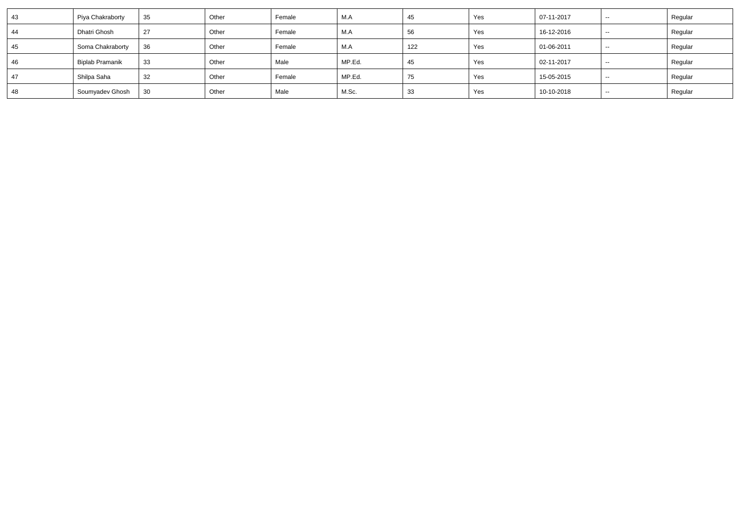| | | | | | | | | | | |
|---|---|---|---|---|---|---|---|---|---|---|
| 43 | Piya Chakraborty | 35 | Other | Female | M.A | 45 | Yes | 07-11-2017 | -- | Regular |
| 44 | Dhatri Ghosh | 27 | Other | Female | M.A | 56 | Yes | 16-12-2016 | -- | Regular |
| 45 | Soma Chakraborty | 36 | Other | Female | M.A | 122 | Yes | 01-06-2011 | -- | Regular |
| 46 | Biplab Pramanik | 33 | Other | Male | MP.Ed. | 45 | Yes | 02-11-2017 | -- | Regular |
| 47 | Shilpa Saha | 32 | Other | Female | MP.Ed. | 75 | Yes | 15-05-2015 | -- | Regular |
| 48 | Soumyadev Ghosh | 30 | Other | Male | M.Sc. | 33 | Yes | 10-10-2018 | -- | Regular |